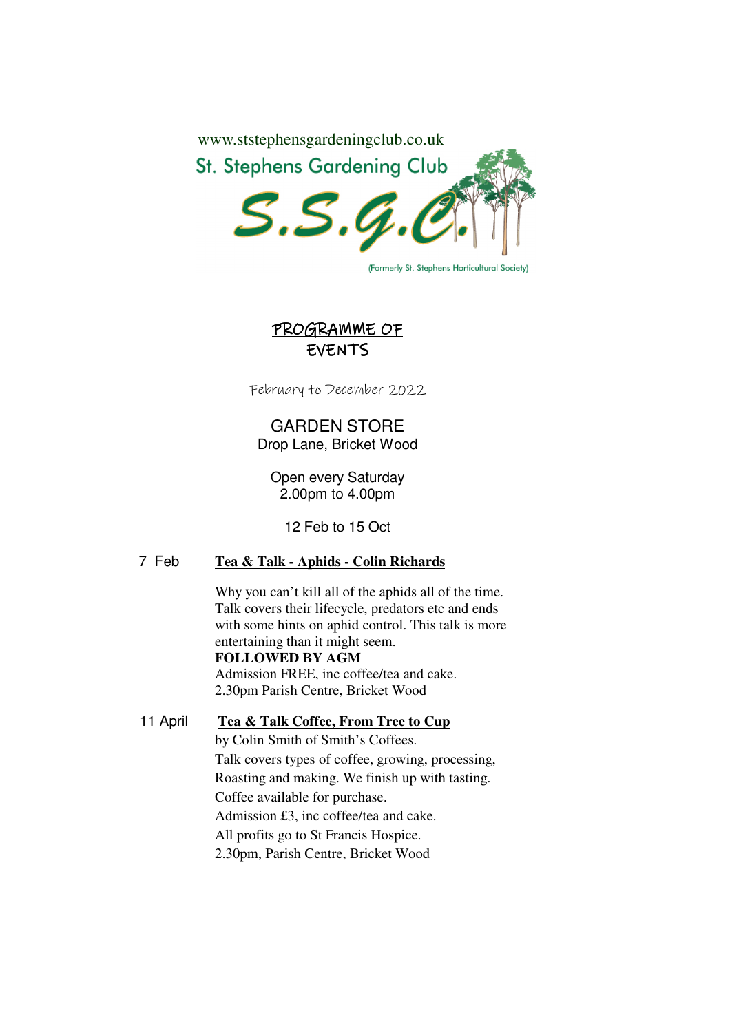www.ststephensgardeningclub.co.uk

St. Stephens Gardening Club

S.S.G.C.

(Formerly St. Stephens Horticultural Society)

# PROGRAMME OF EVENTS

February to December 2022

GARDEN STORE
Drop Lane, Bricket Wood

Open every Saturday
2.00pm to 4.00pm

12 Feb to 15 Oct

7 Feb **Tea & Talk - Aphids - Colin Richards**

Why you can't kill all of the aphids all of the time. Talk covers their lifecycle, predators etc and ends with some hints on aphid control. This talk is more entertaining than it might seem.
**FOLLOWED BY AGM**
Admission FREE, inc coffee/tea and cake.
2.30pm Parish Centre, Bricket Wood

11 April **Tea & Talk Coffee, From Tree to Cup**

by Colin Smith of Smith's Coffees.
Talk covers types of coffee, growing, processing, Roasting and making. We finish up with tasting.
Coffee available for purchase.
Admission £3, inc coffee/tea and cake.
All profits go to St Francis Hospice.
2.30pm, Parish Centre, Bricket Wood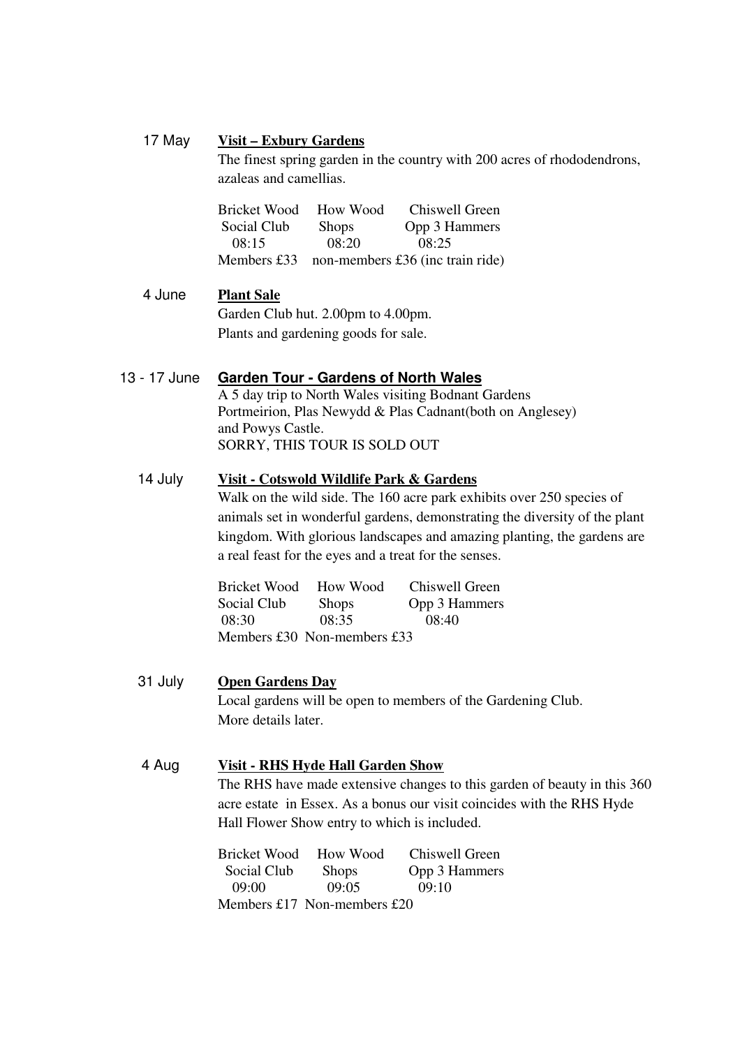**17 May** — **Visit – Exbury Gardens**

The finest spring garden in the country with 200 acres of rhododendrons, azaleas and camellias.

| Bricket Wood Social Club | How Wood Shops | Chiswell Green Opp 3 Hammers |
|---|---|---|
| 08:15 | 08:20 | 08:25 |

Members £33 non-members £36 (inc train ride)

**4 June** — **Plant Sale**

Garden Club hut. 2.00pm to 4.00pm.
Plants and gardening goods for sale.

**13 - 17 June** — **Garden Tour - Gardens of North Wales**

A 5 day trip to North Wales visiting Bodnant Gardens Portmeirion, Plas Newydd & Plas Cadnant(both on Anglesey) and Powys Castle.
SORRY, THIS TOUR IS SOLD OUT

**14 July** — **Visit - Cotswold Wildlife Park & Gardens**

Walk on the wild side. The 160 acre park exhibits over 250 species of animals set in wonderful gardens, demonstrating the diversity of the plant kingdom. With glorious landscapes and amazing planting, the gardens are a real feast for the eyes and a treat for the senses.

| Bricket Wood Social Club | How Wood Shops | Chiswell Green Opp 3 Hammers |
|---|---|---|
| 08:30 | 08:35 | 08:40 |

Members £30 Non-members £33

**31 July** — **Open Gardens Day**

Local gardens will be open to members of the Gardening Club.
More details later.

**4 Aug** — **Visit - RHS Hyde Hall Garden Show**

The RHS have made extensive changes to this garden of beauty in this 360 acre estate in Essex. As a bonus our visit coincides with the RHS Hyde Hall Flower Show entry to which is included.

| Bricket Wood Social Club | How Wood Shops | Chiswell Green Opp 3 Hammers |
|---|---|---|
| 09:00 | 09:05 | 09:10 |

Members £17 Non-members £20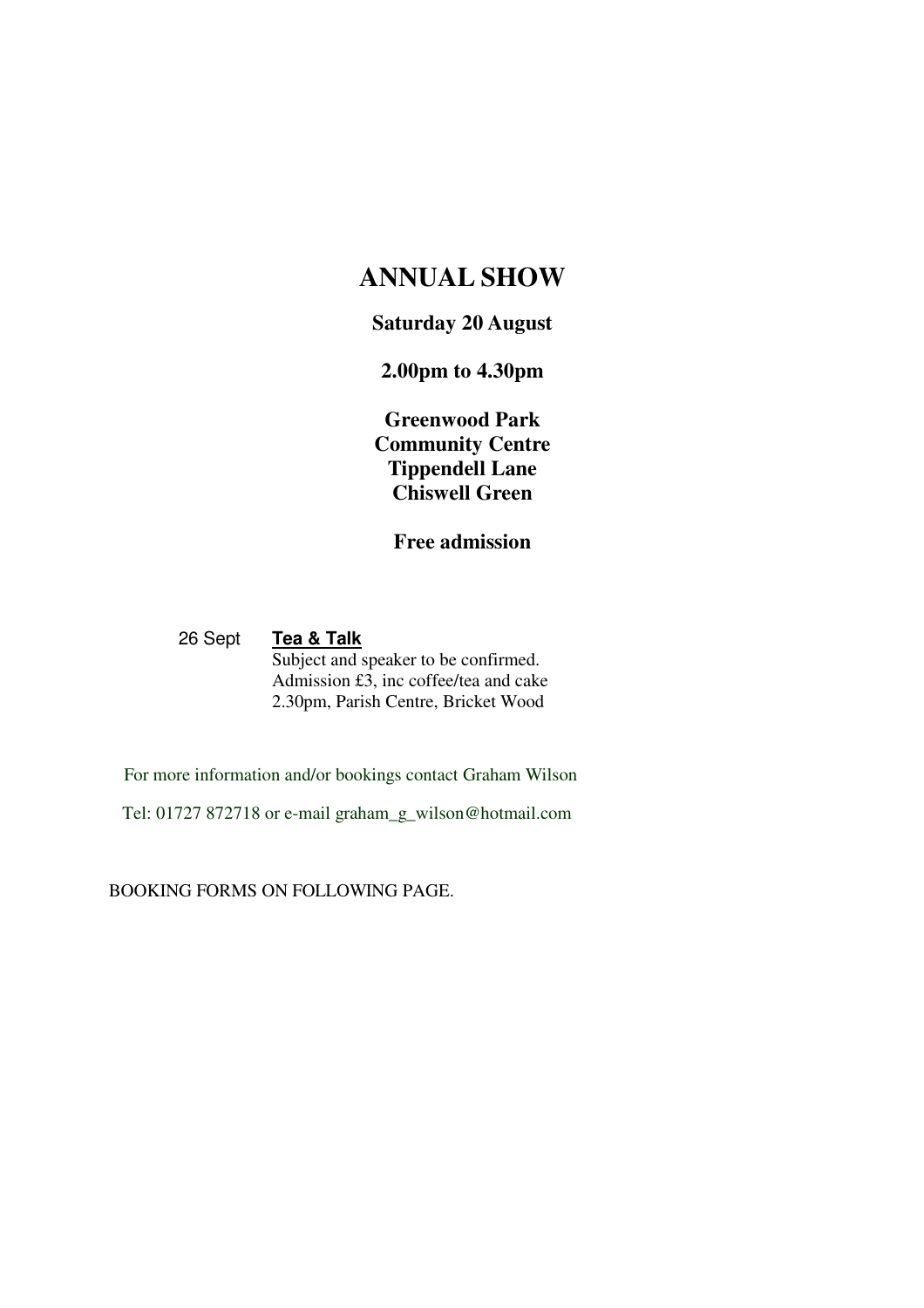# ANNUAL SHOW

**Saturday 20 August**

**2.00pm to 4.30pm**

**Greenwood Park**
**Community Centre**
**Tippendell Lane**
**Chiswell Green**

**Free admission**

26 Sept **Tea & Talk**
Subject and speaker to be confirmed.
Admission £3, inc coffee/tea and cake
2.30pm, Parish Centre, Bricket Wood

For more information and/or bookings contact Graham Wilson

Tel: 01727 872718 or e-mail graham_g_wilson@hotmail.com

BOOKING FORMS ON FOLLOWING PAGE.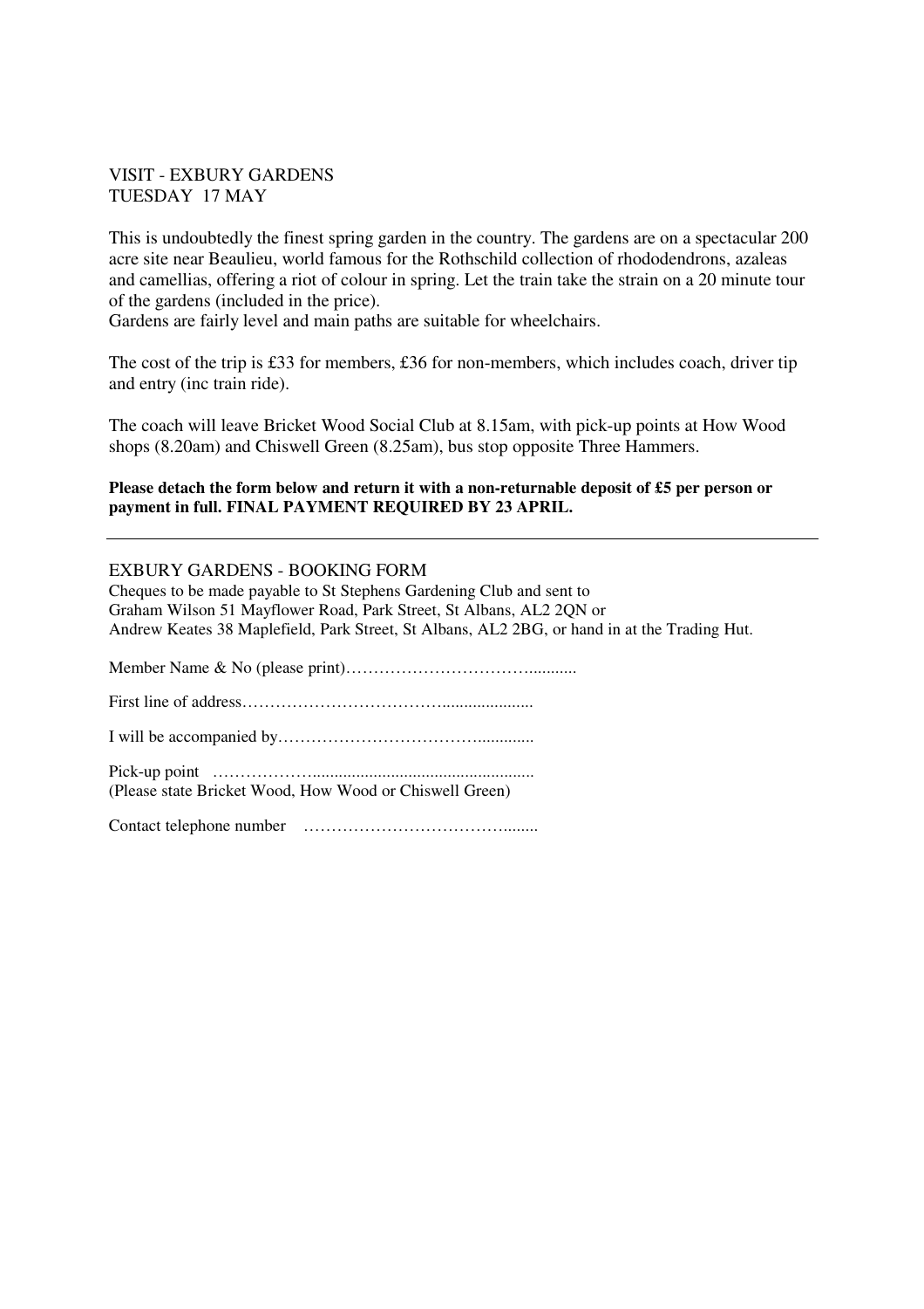## VISIT - EXBURY GARDENS
## TUESDAY 17 MAY

This is undoubtedly the finest spring garden in the country. The gardens are on a spectacular 200 acre site near Beaulieu, world famous for the Rothschild collection of rhododendrons, azaleas and camellias, offering a riot of colour in spring. Let the train take the strain on a 20 minute tour of the gardens (included in the price).
Gardens are fairly level and main paths are suitable for wheelchairs.

The cost of the trip is £33 for members, £36 for non-members, which includes coach, driver tip and entry (inc train ride).

The coach will leave Bricket Wood Social Club at 8.15am, with pick-up points at How Wood shops (8.20am) and Chiswell Green (8.25am), bus stop opposite Three Hammers.

**Please detach the form below and return it with a non-returnable deposit of £5 per person or payment in full. FINAL PAYMENT REQUIRED BY 23 APRIL.**

---

## EXBURY GARDENS - BOOKING FORM

Cheques to be made payable to St Stephens Gardening Club and sent to
Graham Wilson 51 Mayflower Road, Park Street, St Albans, AL2 2QN or
Andrew Keates 38 Maplefield, Park Street, St Albans, AL2 2BG, or hand in at the Trading Hut.

Member Name & No (please print)……………………………………...........

First line of address…………………………………....................

I will be accompanied by…………………………………............

Pick-up point ………………..................................................
(Please state Bricket Wood, How Wood or Chiswell Green)

Contact telephone number …………………………………........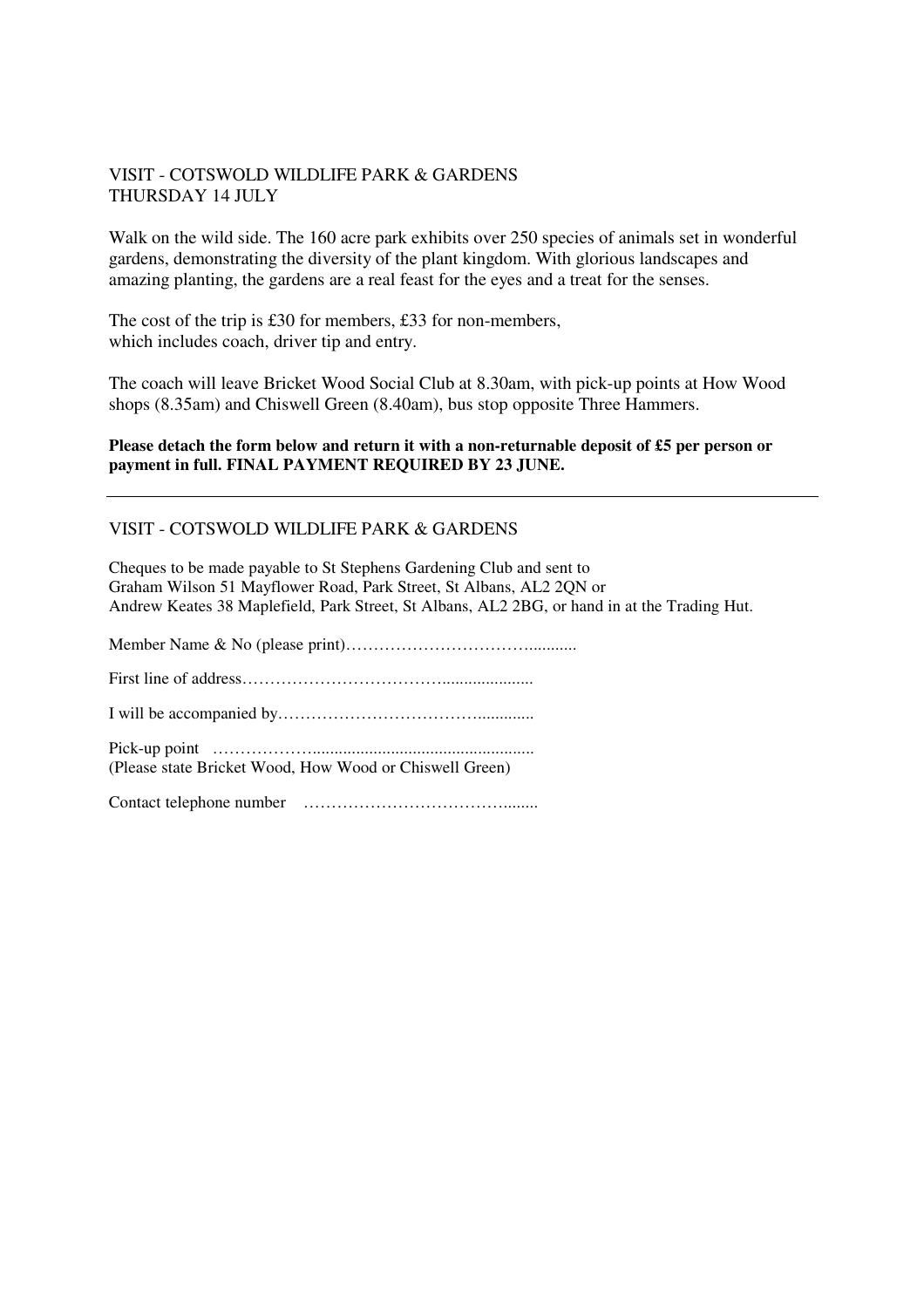VISIT - COTSWOLD WILDLIFE PARK & GARDENS
THURSDAY 14 JULY

Walk on the wild side. The 160 acre park exhibits over 250 species of animals set in wonderful gardens, demonstrating the diversity of the plant kingdom. With glorious landscapes and amazing planting, the gardens are a real feast for the eyes and a treat for the senses.

The cost of the trip is £30 for members, £33 for non-members, which includes coach, driver tip and entry.

The coach will leave Bricket Wood Social Club at 8.30am, with pick-up points at How Wood shops (8.35am) and Chiswell Green (8.40am), bus stop opposite Three Hammers.

**Please detach the form below and return it with a non-returnable deposit of £5 per person or payment in full. FINAL PAYMENT REQUIRED BY 23 JUNE.**

---

VISIT - COTSWOLD WILDLIFE PARK & GARDENS

Cheques to be made payable to St Stephens Gardening Club and sent to
Graham Wilson 51 Mayflower Road, Park Street, St Albans, AL2 2QN or
Andrew Keates 38 Maplefield, Park Street, St Albans, AL2 2BG, or hand in at the Trading Hut.

Member Name & No (please print)……………………………...........

First line of address………………………………....................

I will be accompanied by……………………………….............

Pick-up point ………………...................................................
(Please state Bricket Wood, How Wood or Chiswell Green)

Contact telephone number …………………………………........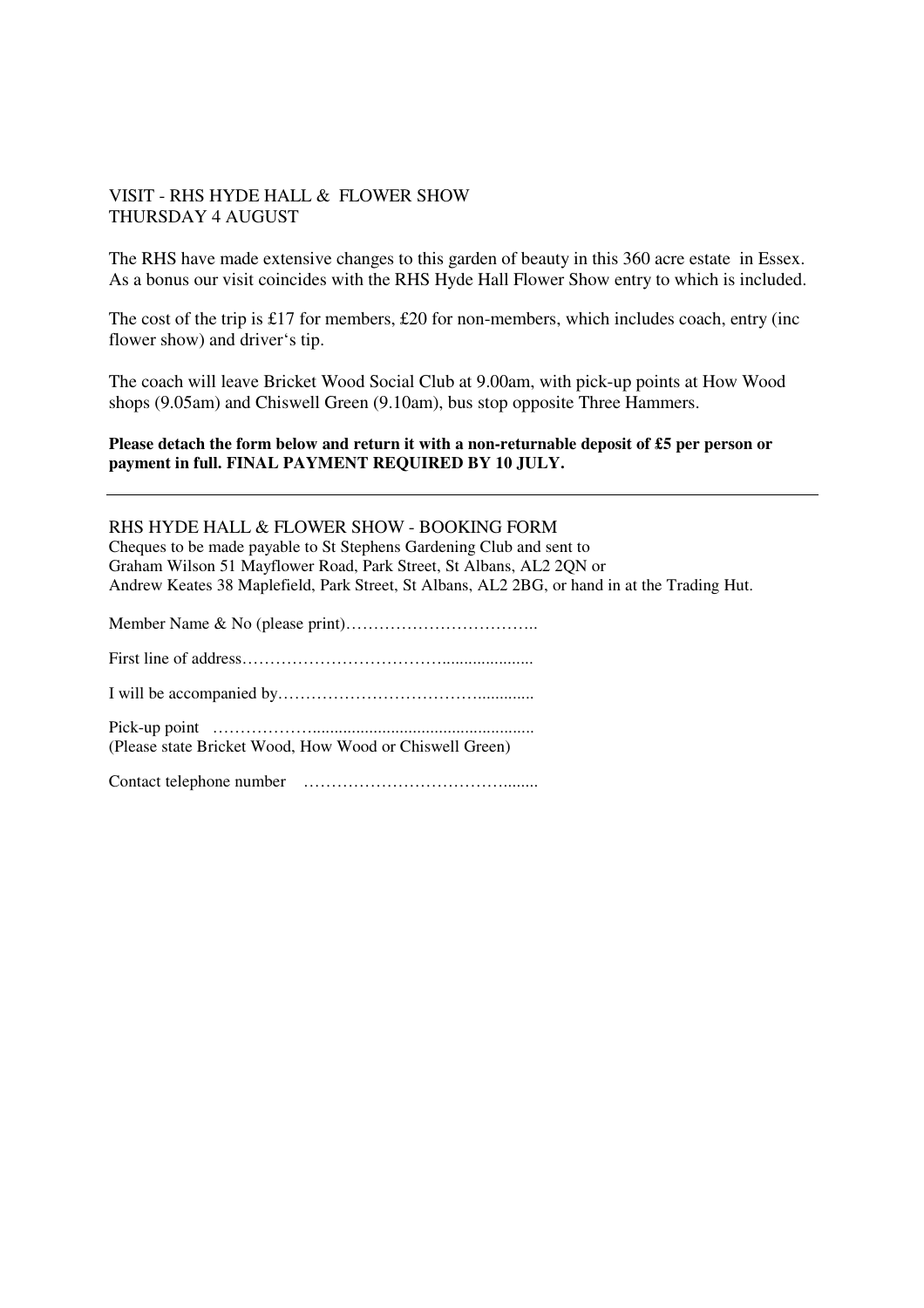VISIT - RHS HYDE HALL & FLOWER SHOW
THURSDAY 4 AUGUST

The RHS have made extensive changes to this garden of beauty in this 360 acre estate in Essex. As a bonus our visit coincides with the RHS Hyde Hall Flower Show entry to which is included.

The cost of the trip is £17 for members, £20 for non-members, which includes coach, entry (inc flower show) and driver's tip.

The coach will leave Bricket Wood Social Club at 9.00am, with pick-up points at How Wood shops (9.05am) and Chiswell Green (9.10am), bus stop opposite Three Hammers.

**Please detach the form below and return it with a non-returnable deposit of £5 per person or payment in full. FINAL PAYMENT REQUIRED BY 10 JULY.**

---

RHS HYDE HALL & FLOWER SHOW - BOOKING FORM

Cheques to be made payable to St Stephens Gardening Club and sent to
Graham Wilson 51 Mayflower Road, Park Street, St Albans, AL2 2QN or
Andrew Keates 38 Maplefield, Park Street, St Albans, AL2 2BG, or hand in at the Trading Hut.

Member Name & No (please print)……………………………..

First line of address………………………………....................

I will be accompanied by………………………………............

Pick-up point ………………...................................................
(Please state Bricket Wood, How Wood or Chiswell Green)

Contact telephone number …………………………………........